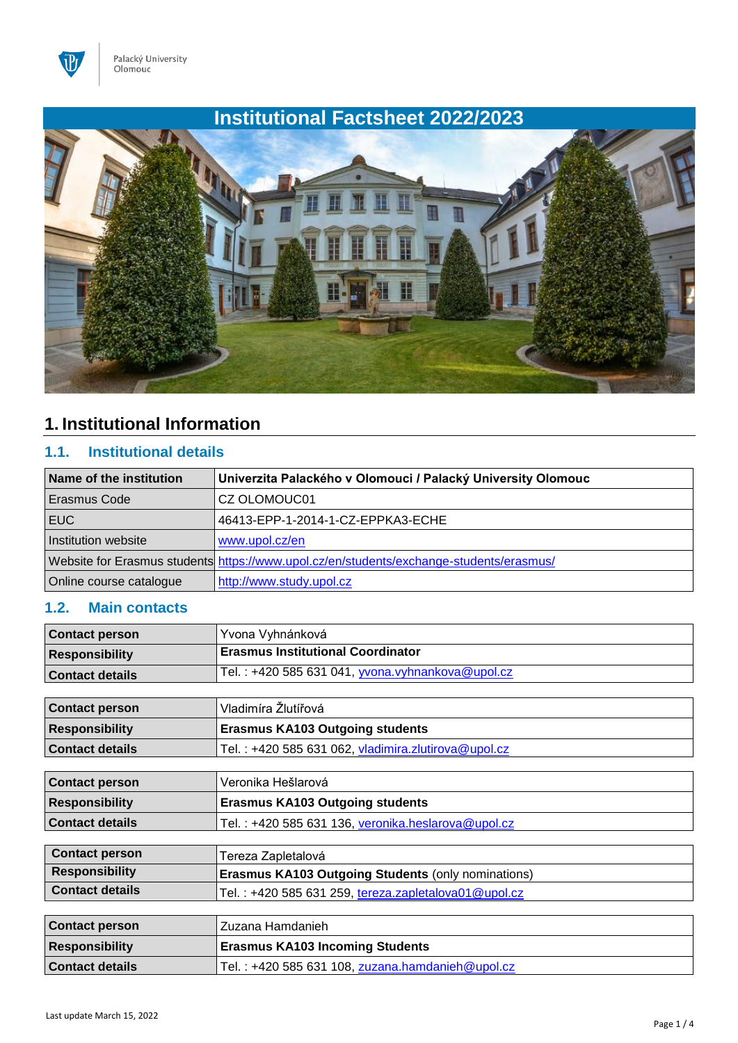# Institutional Factsheet 2022/2023

## 1. Institutional Information

### 1.1. Institutional details

| Name of the institution | Univerzita Palackého v Olomouci / Palacký University Olomouc |
|---|---|
| Erasmus Code | CZ OLOMOUC01 |
| EUC | 46413-EPP-1-2014-1-CZ-EPPKA3-ECHE |
| Institution website | www.upol.cz/en |
| Website for Erasmus students | https://www.upol.cz/en/students/exchange-students/erasmus/ |
| Online course catalogue | http://www.study.upol.cz |

### 1.2. Main contacts

| Contact person | Yvona Vyhnánková |
|---|---|
| Responsibility | **Erasmus Institutional Coordinator** |
| Contact details | Tel. : +420 585 631 041, yvona.vyhnankova@upol.cz |

| Contact person | Vladimíra Žlutířová |
|---|---|
| Responsibility | **Erasmus KA103 Outgoing students** |
| Contact details | Tel. : +420 585 631 062, vladimira.zlutirova@upol.cz |

| Contact person | Veronika Hešlarová |
|---|---|
| Responsibility | **Erasmus KA103 Outgoing students** |
| Contact details | Tel. : +420 585 631 136, veronika.heslarova@upol.cz |

| Contact person | Tereza Zapletalová |
|---|---|
| Responsibility | **Erasmus KA103 Outgoing Students** (only nominations) |
| Contact details | Tel. : +420 585 631 259, tereza.zapletalova01@upol.cz |

| Contact person | Zuzana Hamdanieh |
|---|---|
| Responsibility | **Erasmus KA103 Incoming Students** |
| Contact details | Tel. : +420 585 631 108, zuzana.hamdanieh@upol.cz |

Last update March 15, 2022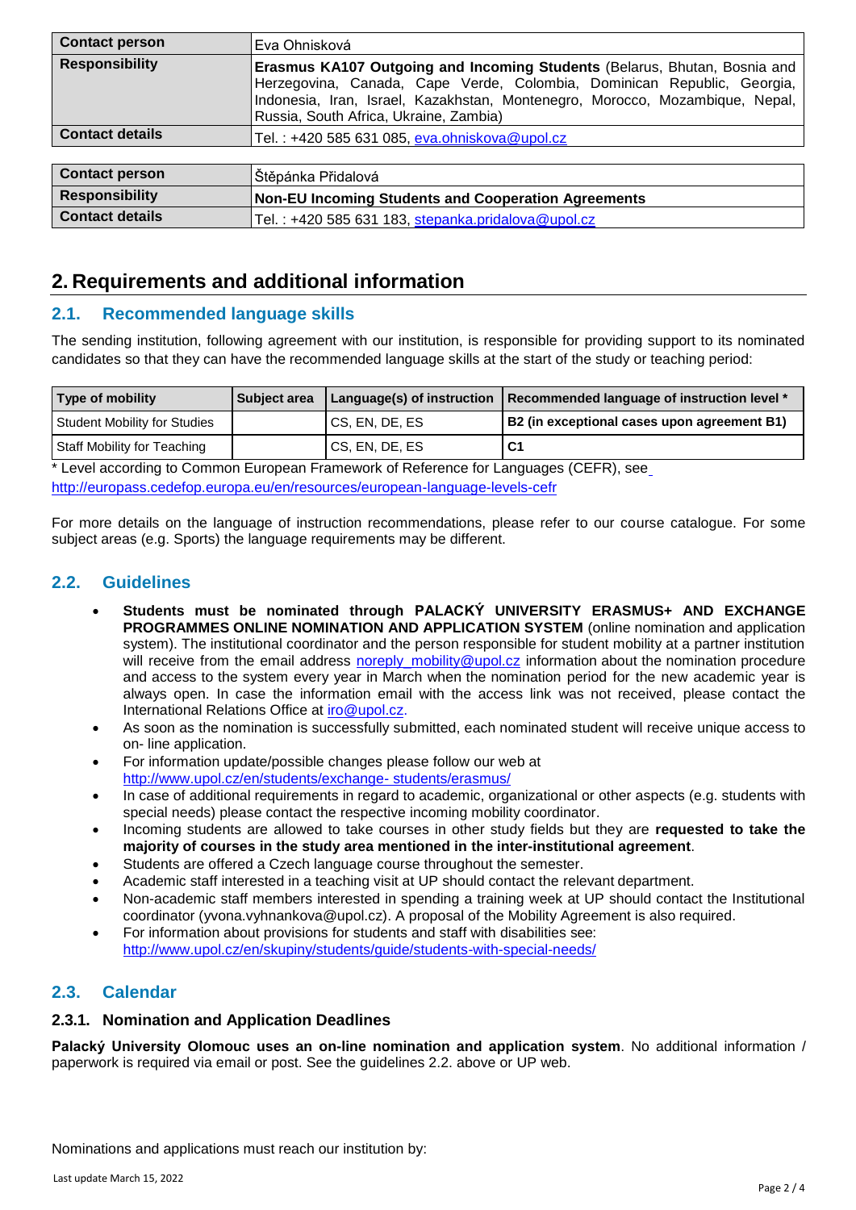| Contact person | Eva Ohnisková |
|---|---|
| Responsibility | **Erasmus KA107 Outgoing and Incoming Students** (Belarus, Bhutan, Bosnia and Herzegovina, Canada, Cape Verde, Colombia, Dominican Republic, Georgia, Indonesia, Iran, Israel, Kazakhstan, Montenegro, Morocco, Mozambique, Nepal, Russia, South Africa, Ukraine, Zambia) |
| Contact details | Tel. : +420 585 631 085, eva.ohniskova@upol.cz |

| Contact person | Štěpánka Přidalová |
|---|---|
| Responsibility | **Non-EU Incoming Students and Cooperation Agreements** |
| Contact details | Tel. : +420 585 631 183, stepanka.pridalova@upol.cz |

# 2. Requirements and additional information

## 2.1. Recommended language skills

The sending institution, following agreement with our institution, is responsible for providing support to its nominated candidates so that they can have the recommended language skills at the start of the study or teaching period:

| Type of mobility | Subject area | Language(s) of instruction | Recommended language of instruction level * |
|---|---|---|---|
| Student Mobility for Studies | | CS, EN, DE, ES | **B2 (in exceptional cases upon agreement B1)** |
| Staff Mobility for Teaching | | CS, EN, DE, ES | **C1** |

* Level according to Common European Framework of Reference for Languages (CEFR), see http://europass.cedefop.europa.eu/en/resources/european-language-levels-cefr

For more details on the language of instruction recommendations, please refer to our course catalogue. For some subject areas (e.g. Sports) the language requirements may be different.

## 2.2. Guidelines

- **Students must be nominated through PALACKÝ UNIVERSITY ERASMUS+ AND EXCHANGE PROGRAMMES ONLINE NOMINATION AND APPLICATION SYSTEM** (online nomination and application system). The institutional coordinator and the person responsible for student mobility at a partner institution will receive from the email address noreply_mobility@upol.cz information about the nomination procedure and access to the system every year in March when the nomination period for the new academic year is always open. In case the information email with the access link was not received, please contact the International Relations Office at iro@upol.cz.
- As soon as the nomination is successfully submitted, each nominated student will receive unique access to on- line application.
- For information update/possible changes please follow our web at http://www.upol.cz/en/students/exchange- students/erasmus/
- In case of additional requirements in regard to academic, organizational or other aspects (e.g. students with special needs) please contact the respective incoming mobility coordinator.
- Incoming students are allowed to take courses in other study fields but they are **requested to take the majority of courses in the study area mentioned in the inter-institutional agreement**.
- Students are offered a Czech language course throughout the semester.
- Academic staff interested in a teaching visit at UP should contact the relevant department.
- Non-academic staff members interested in spending a training week at UP should contact the Institutional coordinator (yvona.vyhnankova@upol.cz). A proposal of the Mobility Agreement is also required.
- For information about provisions for students and staff with disabilities see: http://www.upol.cz/en/skupiny/students/guide/students-with-special-needs/

## 2.3. Calendar

### 2.3.1. Nomination and Application Deadlines

**Palacký University Olomouc uses an on-line nomination and application system**. No additional information / paperwork is required via email or post. See the guidelines 2.2. above or UP web.

Nominations and applications must reach our institution by:

Last update March 15, 2022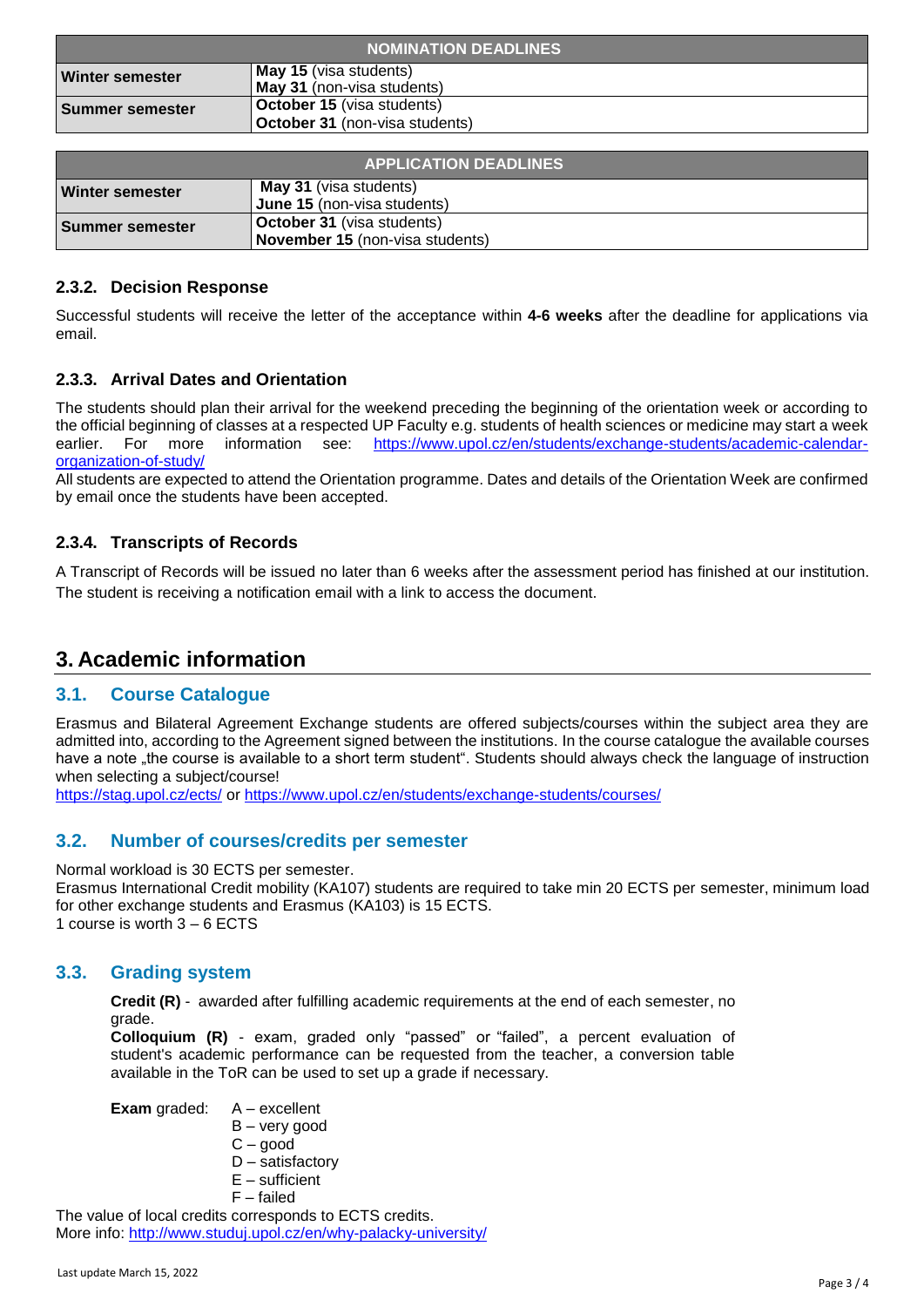| NOMINATION DEADLINES | |
|---|---|
| **Winter semester** | **May 15** (visa students)<br>**May 31** (non-visa students) |
| **Summer semester** | **October 15** (visa students)<br>**October 31** (non-visa students) |

| APPLICATION DEADLINES | |
|---|---|
| **Winter semester** | **May 31** (visa students)<br>**June 15** (non-visa students) |
| **Summer semester** | **October 31** (visa students)<br>**November 15** (non-visa students) |

### 2.3.2. Decision Response

Successful students will receive the letter of the acceptance within **4-6 weeks** after the deadline for applications via email.

### 2.3.3. Arrival Dates and Orientation

The students should plan their arrival for the weekend preceding the beginning of the orientation week or according to the official beginning of classes at a respected UP Faculty e.g. students of health sciences or medicine may start a week earlier. For more information see: https://www.upol.cz/en/students/exchange-students/academic-calendar-organization-of-study/

All students are expected to attend the Orientation programme. Dates and details of the Orientation Week are confirmed by email once the students have been accepted.

### 2.3.4. Transcripts of Records

A Transcript of Records will be issued no later than 6 weeks after the assessment period has finished at our institution. The student is receiving a notification email with a link to access the document.

# 3. Academic information

## 3.1. Course Catalogue

Erasmus and Bilateral Agreement Exchange students are offered subjects/courses within the subject area they are admitted into, according to the Agreement signed between the institutions. In the course catalogue the available courses have a note „the course is available to a short term student". Students should always check the language of instruction when selecting a subject/course!

https://stag.upol.cz/ects/ or https://www.upol.cz/en/students/exchange-students/courses/

## 3.2. Number of courses/credits per semester

Normal workload is 30 ECTS per semester.

Erasmus International Credit mobility (KA107) students are required to take min 20 ECTS per semester, minimum load for other exchange students and Erasmus (KA103) is 15 ECTS.

1 course is worth 3 – 6 ECTS

## 3.3. Grading system

**Credit (R)** - awarded after fulfilling academic requirements at the end of each semester, no grade.

**Colloquium (R)** - exam, graded only "passed" or "failed", a percent evaluation of student's academic performance can be requested from the teacher, a conversion table available in the ToR can be used to set up a grade if necessary.

**Exam** graded:
- A – excellent
- B – very good
- C – good
- D – satisfactory
- E – sufficient
- F – failed

The value of local credits corresponds to ECTS credits.

More info: http://www.studuj.upol.cz/en/why-palacky-university/

Last update March 15, 2022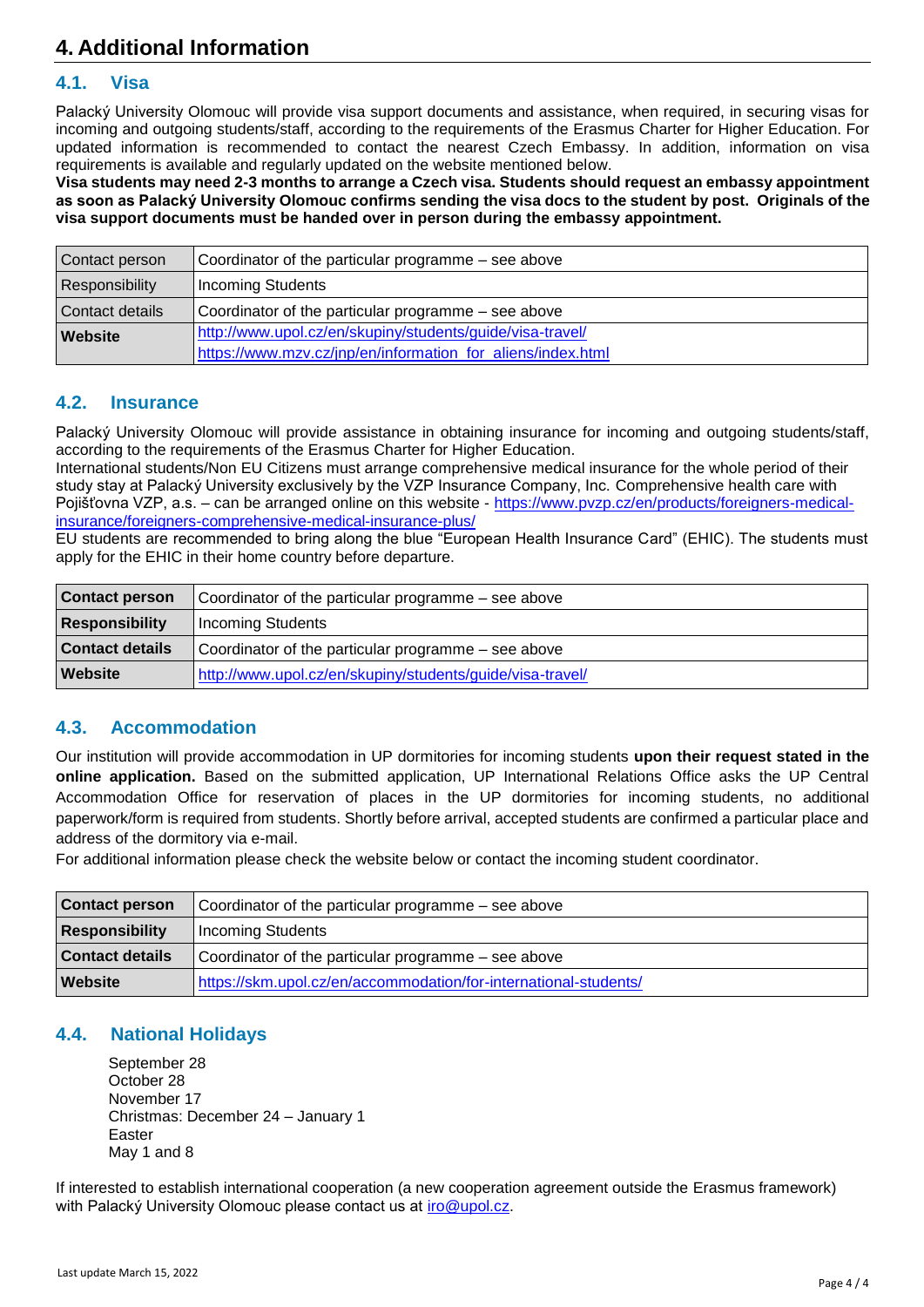# 4. Additional Information

## 4.1. Visa

Palacký University Olomouc will provide visa support documents and assistance, when required, in securing visas for incoming and outgoing students/staff, according to the requirements of the Erasmus Charter for Higher Education. For updated information is recommended to contact the nearest Czech Embassy. In addition, information on visa requirements is available and regularly updated on the website mentioned below.

**Visa students may need 2-3 months to arrange a Czech visa. Students should request an embassy appointment as soon as Palacký University Olomouc confirms sending the visa docs to the student by post. Originals of the visa support documents must be handed over in person during the embassy appointment.**

| | |
|---|---|
| Contact person | Coordinator of the particular programme – see above |
| Responsibility | Incoming Students |
| Contact details | Coordinator of the particular programme – see above |
| **Website** | http://www.upol.cz/en/skupiny/students/guide/visa-travel/ https://www.mzv.cz/jnp/en/information_for_aliens/index.html |

## 4.2. Insurance

Palacký University Olomouc will provide assistance in obtaining insurance for incoming and outgoing students/staff, according to the requirements of the Erasmus Charter for Higher Education.

International students/Non EU Citizens must arrange comprehensive medical insurance for the whole period of their study stay at Palacký University exclusively by the VZP Insurance Company, Inc. Comprehensive health care with Pojišťovna VZP, a.s. – can be arranged online on this website - https://www.pvzp.cz/en/products/foreigners-medical-insurance/foreigners-comprehensive-medical-insurance-plus/

EU students are recommended to bring along the blue "European Health Insurance Card" (EHIC). The students must apply for the EHIC in their home country before departure.

| | |
|---|---|
| **Contact person** | Coordinator of the particular programme – see above |
| **Responsibility** | Incoming Students |
| **Contact details** | Coordinator of the particular programme – see above |
| **Website** | http://www.upol.cz/en/skupiny/students/guide/visa-travel/ |

## 4.3. Accommodation

Our institution will provide accommodation in UP dormitories for incoming students **upon their request stated in the online application.** Based on the submitted application, UP International Relations Office asks the UP Central Accommodation Office for reservation of places in the UP dormitories for incoming students, no additional paperwork/form is required from students. Shortly before arrival, accepted students are confirmed a particular place and address of the dormitory via e-mail.

For additional information please check the website below or contact the incoming student coordinator.

| | |
|---|---|
| **Contact person** | Coordinator of the particular programme – see above |
| **Responsibility** | Incoming Students |
| **Contact details** | Coordinator of the particular programme – see above |
| **Website** | https://skm.upol.cz/en/accommodation/for-international-students/ |

## 4.4. National Holidays

September 28
October 28
November 17
Christmas: December 24 – January 1
Easter
May 1 and 8

If interested to establish international cooperation (a new cooperation agreement outside the Erasmus framework) with Palacký University Olomouc please contact us at iro@upol.cz.

Last update March 15, 2022